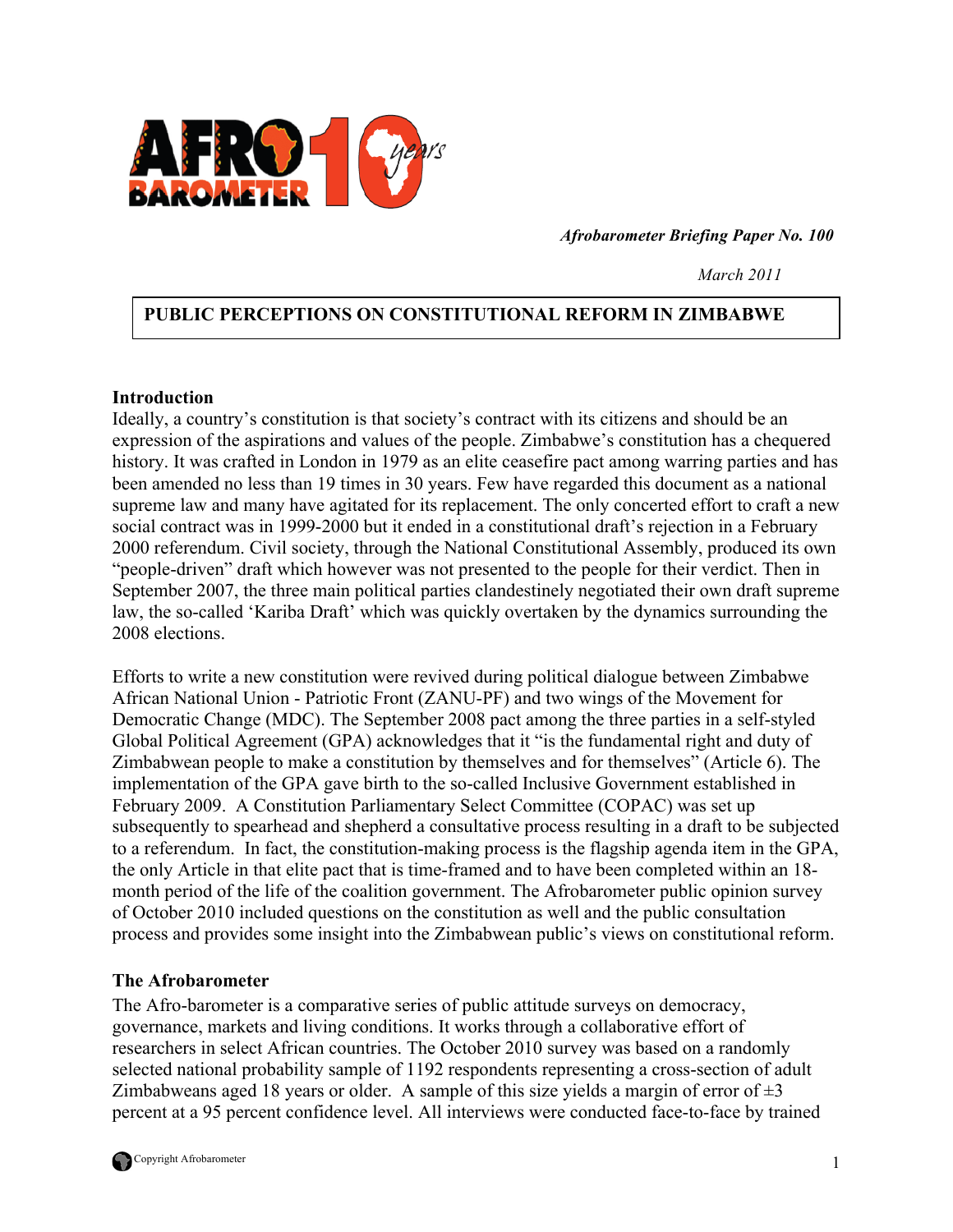*Afrobarometer Briefing Paper No. 100*

*March 2011*

# PUBLIC PERCEPTIONS ON CONSTITUTIONAL REFORM IN ZIMBABWE

## Introduction

Ideally, a country's constitution is that society's contract with its citizens and should be an expression of the aspirations and values of the people. Zimbabwe's constitution has a chequered history. It was crafted in London in 1979 as an elite ceasefire pact among warring parties and has been amended no less than 19 times in 30 years. Few have regarded this document as a national supreme law and many have agitated for its replacement. The only concerted effort to craft a new social contract was in 1999-2000 but it ended in a constitutional draft's rejection in a February 2000 referendum. Civil society, through the National Constitutional Assembly, produced its own "people-driven" draft which however was not presented to the people for their verdict. Then in September 2007, the three main political parties clandestinely negotiated their own draft supreme law, the so-called 'Kariba Draft' which was quickly overtaken by the dynamics surrounding the 2008 elections.

Efforts to write a new constitution were revived during political dialogue between Zimbabwe African National Union - Patriotic Front (ZANU-PF) and two wings of the Movement for Democratic Change (MDC). The September 2008 pact among the three parties in a self-styled Global Political Agreement (GPA) acknowledges that it "is the fundamental right and duty of Zimbabwean people to make a constitution by themselves and for themselves" (Article 6). The implementation of the GPA gave birth to the so-called Inclusive Government established in February 2009. A Constitution Parliamentary Select Committee (COPAC) was set up subsequently to spearhead and shepherd a consultative process resulting in a draft to be subjected to a referendum. In fact, the constitution-making process is the flagship agenda item in the GPA, the only Article in that elite pact that is time-framed and to have been completed within an 18-month period of the life of the coalition government. The Afrobarometer public opinion survey of October 2010 included questions on the constitution as well and the public consultation process and provides some insight into the Zimbabwean public's views on constitutional reform.

## The Afrobarometer

The Afro-barometer is a comparative series of public attitude surveys on democracy, governance, markets and living conditions. It works through a collaborative effort of researchers in select African countries. The October 2010 survey was based on a randomly selected national probability sample of 1192 respondents representing a cross-section of adult Zimbabweans aged 18 years or older. A sample of this size yields a margin of error of ±3 percent at a 95 percent confidence level. All interviews were conducted face-to-face by trained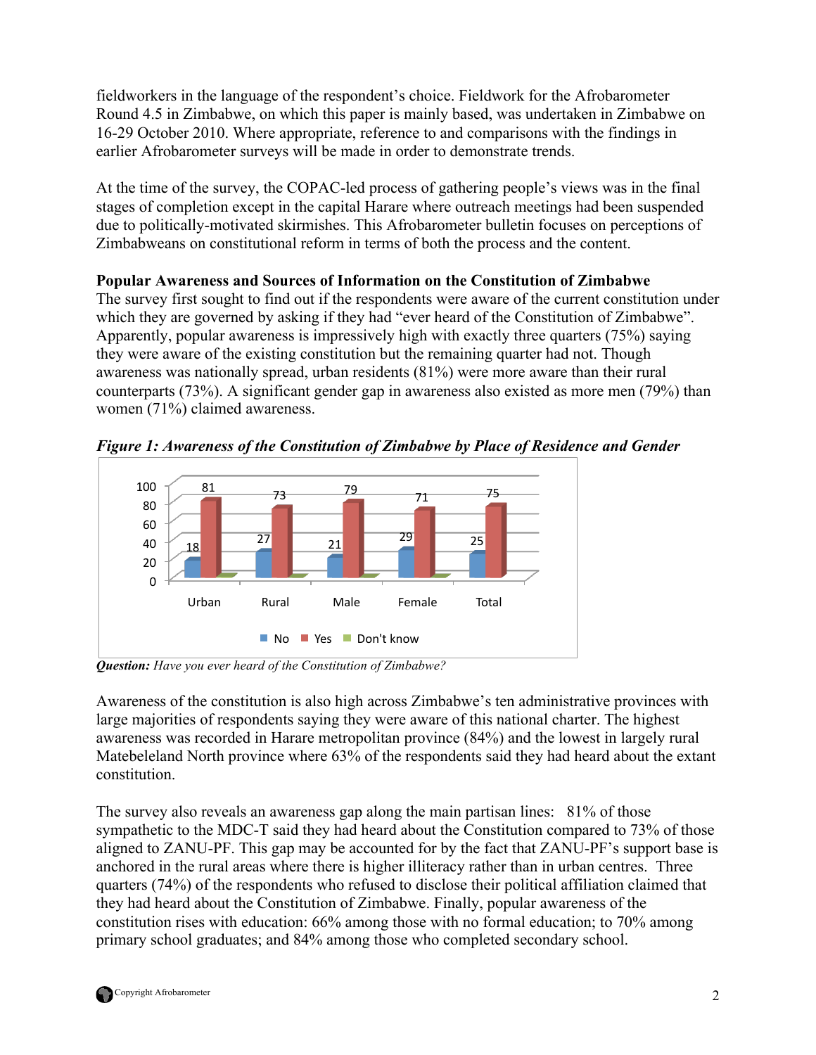fieldworkers in the language of the respondent's choice. Fieldwork for the Afrobarometer Round 4.5 in Zimbabwe, on which this paper is mainly based, was undertaken in Zimbabwe on 16-29 October 2010. Where appropriate, reference to and comparisons with the findings in earlier Afrobarometer surveys will be made in order to demonstrate trends.

At the time of the survey, the COPAC-led process of gathering people's views was in the final stages of completion except in the capital Harare where outreach meetings had been suspended due to politically-motivated skirmishes. This Afrobarometer bulletin focuses on perceptions of Zimbabweans on constitutional reform in terms of both the process and the content.

**Popular Awareness and Sources of Information on the Constitution of Zimbabwe**

The survey first sought to find out if the respondents were aware of the current constitution under which they are governed by asking if they had "ever heard of the Constitution of Zimbabwe". Apparently, popular awareness is impressively high with exactly three quarters (75%) saying they were aware of the existing constitution but the remaining quarter had not. Though awareness was nationally spread, urban residents (81%) were more aware than their rural counterparts (73%). A significant gender gap in awareness also existed as more men (79%) than women (71%) claimed awareness.

***Figure 1: Awareness of the Constitution of Zimbabwe by Place of Residence and Gender***

| | Urban | Rural | Male | Female | Total |
|---|---|---|---|---|---|
| No | 18 | 27 | 21 | 29 | 25 |
| Yes | 81 | 73 | 79 | 71 | 75 |
| Don't know | | | | | |

***Question:*** *Have you ever heard of the Constitution of Zimbabwe?*

Awareness of the constitution is also high across Zimbabwe's ten administrative provinces with large majorities of respondents saying they were aware of this national charter. The highest awareness was recorded in Harare metropolitan province (84%) and the lowest in largely rural Matebeleland North province where 63% of the respondents said they had heard about the extant constitution.

The survey also reveals an awareness gap along the main partisan lines: 81% of those sympathetic to the MDC-T said they had heard about the Constitution compared to 73% of those aligned to ZANU-PF. This gap may be accounted for by the fact that ZANU-PF's support base is anchored in the rural areas where there is higher illiteracy rather than in urban centres. Three quarters (74%) of the respondents who refused to disclose their political affiliation claimed that they had heard about the Constitution of Zimbabwe. Finally, popular awareness of the constitution rises with education: 66% among those with no formal education; to 70% among primary school graduates; and 84% among those who completed secondary school.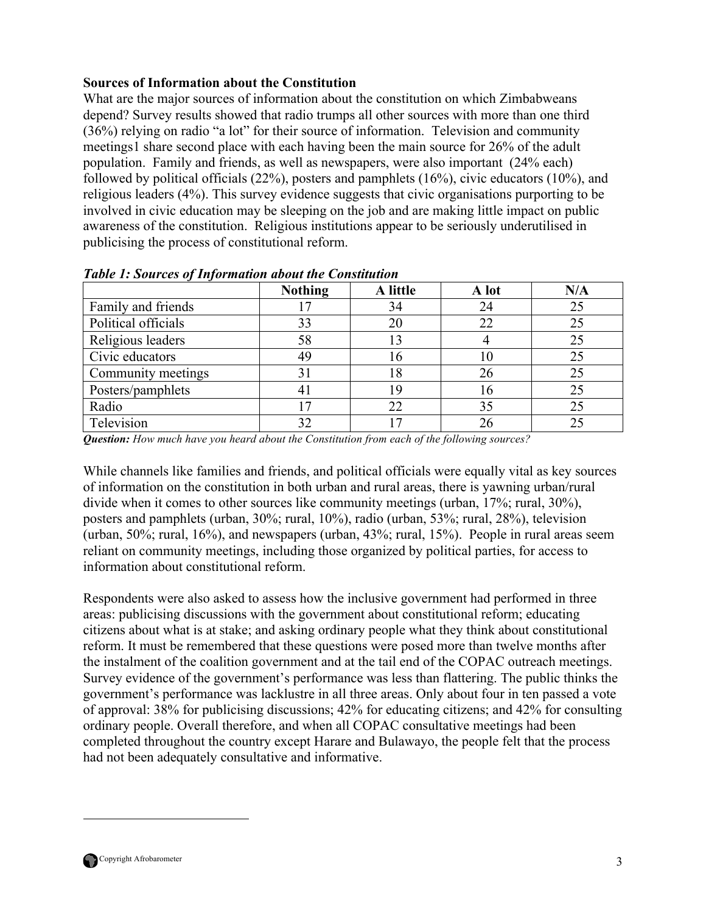**Sources of Information about the Constitution**

What are the major sources of information about the constitution on which Zimbabweans depend? Survey results showed that radio trumps all other sources with more than one third (36%) relying on radio "a lot" for their source of information. Television and community meetings1 share second place with each having been the main source for 26% of the adult population. Family and friends, as well as newspapers, were also important (24% each) followed by political officials (22%), posters and pamphlets (16%), civic educators (10%), and religious leaders (4%). This survey evidence suggests that civic organisations purporting to be involved in civic education may be sleeping on the job and are making little impact on public awareness of the constitution. Religious institutions appear to be seriously underutilised in publicising the process of constitutional reform.

***Table 1: Sources of Information about the Constitution***

| | Nothing | A little | A lot | N/A |
|---|---|---|---|---|
| Family and friends | 17 | 34 | 24 | 25 |
| Political officials | 33 | 20 | 22 | 25 |
| Religious leaders | 58 | 13 | 4 | 25 |
| Civic educators | 49 | 16 | 10 | 25 |
| Community meetings | 31 | 18 | 26 | 25 |
| Posters/pamphlets | 41 | 19 | 16 | 25 |
| Radio | 17 | 22 | 35 | 25 |
| Television | 32 | 17 | 26 | 25 |

***Question:*** *How much have you heard about the Constitution from each of the following sources?*

While channels like families and friends, and political officials were equally vital as key sources of information on the constitution in both urban and rural areas, there is yawning urban/rural divide when it comes to other sources like community meetings (urban, 17%; rural, 30%), posters and pamphlets (urban, 30%; rural, 10%), radio (urban, 53%; rural, 28%), television (urban, 50%; rural, 16%), and newspapers (urban, 43%; rural, 15%). People in rural areas seem reliant on community meetings, including those organized by political parties, for access to information about constitutional reform.

Respondents were also asked to assess how the inclusive government had performed in three areas: publicising discussions with the government about constitutional reform; educating citizens about what is at stake; and asking ordinary people what they think about constitutional reform. It must be remembered that these questions were posed more than twelve months after the instalment of the coalition government and at the tail end of the COPAC outreach meetings. Survey evidence of the government's performance was less than flattering. The public thinks the government's performance was lacklustre in all three areas. Only about four in ten passed a vote of approval: 38% for publicising discussions; 42% for educating citizens; and 42% for consulting ordinary people. Overall therefore, and when all COPAC consultative meetings had been completed throughout the country except Harare and Bulawayo, the people felt that the process had not been adequately consultative and informative.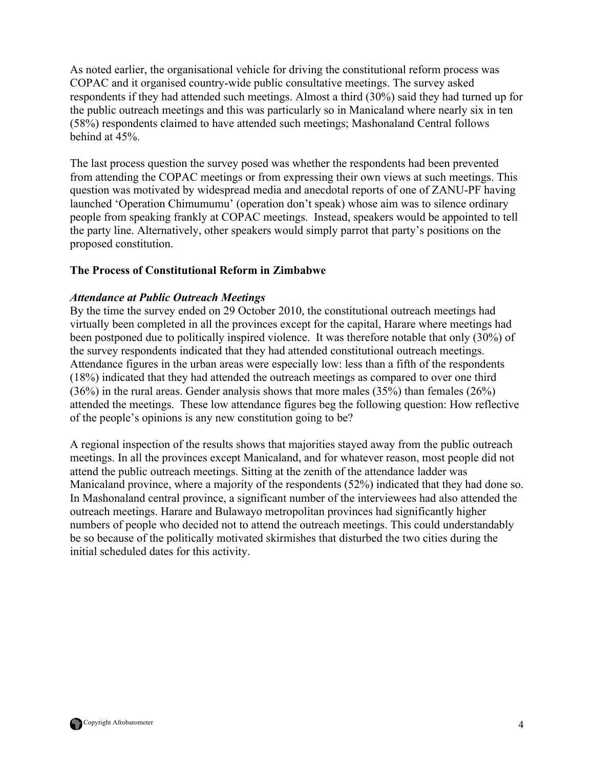As noted earlier, the organisational vehicle for driving the constitutional reform process was COPAC and it organised country-wide public consultative meetings. The survey asked respondents if they had attended such meetings. Almost a third (30%) said they had turned up for the public outreach meetings and this was particularly so in Manicaland where nearly six in ten (58%) respondents claimed to have attended such meetings; Mashonaland Central follows behind at 45%.

The last process question the survey posed was whether the respondents had been prevented from attending the COPAC meetings or from expressing their own views at such meetings. This question was motivated by widespread media and anecdotal reports of one of ZANU-PF having launched 'Operation Chimumumu' (operation don't speak) whose aim was to silence ordinary people from speaking frankly at COPAC meetings. Instead, speakers would be appointed to tell the party line. Alternatively, other speakers would simply parrot that party's positions on the proposed constitution.

**The Process of Constitutional Reform in Zimbabwe**

***Attendance at Public Outreach Meetings***

By the time the survey ended on 29 October 2010, the constitutional outreach meetings had virtually been completed in all the provinces except for the capital, Harare where meetings had been postponed due to politically inspired violence. It was therefore notable that only (30%) of the survey respondents indicated that they had attended constitutional outreach meetings. Attendance figures in the urban areas were especially low: less than a fifth of the respondents (18%) indicated that they had attended the outreach meetings as compared to over one third (36%) in the rural areas. Gender analysis shows that more males (35%) than females (26%) attended the meetings. These low attendance figures beg the following question: How reflective of the people's opinions is any new constitution going to be?

A regional inspection of the results shows that majorities stayed away from the public outreach meetings. In all the provinces except Manicaland, and for whatever reason, most people did not attend the public outreach meetings. Sitting at the zenith of the attendance ladder was Manicaland province, where a majority of the respondents (52%) indicated that they had done so. In Mashonaland central province, a significant number of the interviewees had also attended the outreach meetings. Harare and Bulawayo metropolitan provinces had significantly higher numbers of people who decided not to attend the outreach meetings. This could understandably be so because of the politically motivated skirmishes that disturbed the two cities during the initial scheduled dates for this activity.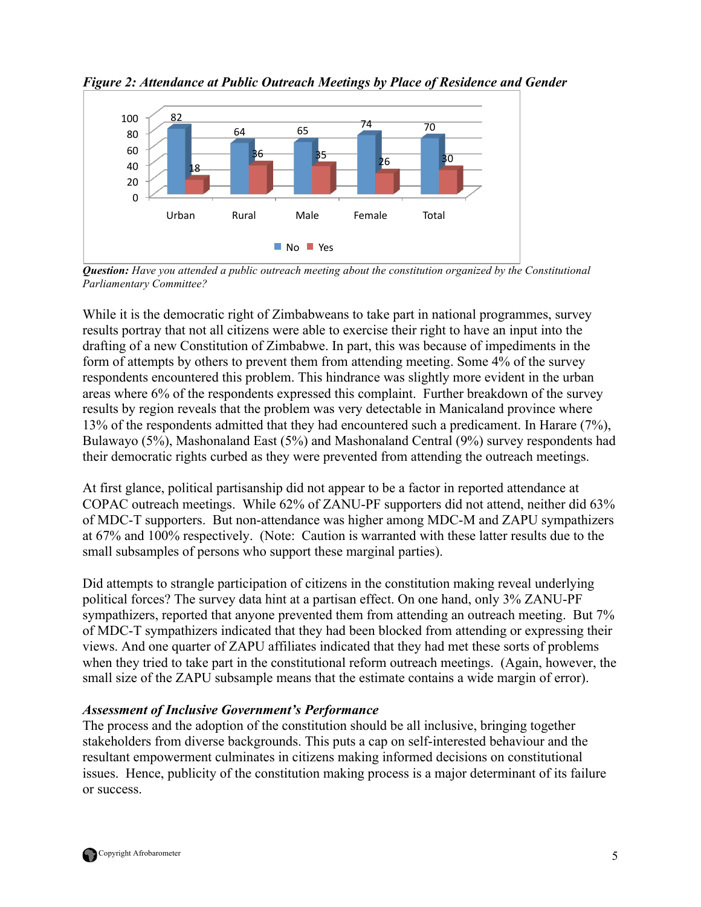*Figure 2: Attendance at Public Outreach Meetings by Place of Residence and Gender*

| | Urban | Rural | Male | Female | Total |
|---|---|---|---|---|---|
| No | 82 | 64 | 65 | 74 | 70 |
| Yes | 18 | 36 | 35 | 26 | 30 |

***Question:*** *Have you attended a public outreach meeting about the constitution organized by the Constitutional Parliamentary Committee?*

While it is the democratic right of Zimbabweans to take part in national programmes, survey results portray that not all citizens were able to exercise their right to have an input into the drafting of a new Constitution of Zimbabwe. In part, this was because of impediments in the form of attempts by others to prevent them from attending meeting. Some 4% of the survey respondents encountered this problem. This hindrance was slightly more evident in the urban areas where 6% of the respondents expressed this complaint. Further breakdown of the survey results by region reveals that the problem was very detectable in Manicaland province where 13% of the respondents admitted that they had encountered such a predicament. In Harare (7%), Bulawayo (5%), Mashonaland East (5%) and Mashonaland Central (9%) survey respondents had their democratic rights curbed as they were prevented from attending the outreach meetings.

At first glance, political partisanship did not appear to be a factor in reported attendance at COPAC outreach meetings. While 62% of ZANU-PF supporters did not attend, neither did 63% of MDC-T supporters. But non-attendance was higher among MDC-M and ZAPU sympathizers at 67% and 100% respectively. (Note: Caution is warranted with these latter results due to the small subsamples of persons who support these marginal parties).

Did attempts to strangle participation of citizens in the constitution making reveal underlying political forces? The survey data hint at a partisan effect. On one hand, only 3% ZANU-PF sympathizers, reported that anyone prevented them from attending an outreach meeting. But 7% of MDC-T sympathizers indicated that they had been blocked from attending or expressing their views. And one quarter of ZAPU affiliates indicated that they had met these sorts of problems when they tried to take part in the constitutional reform outreach meetings. (Again, however, the small size of the ZAPU subsample means that the estimate contains a wide margin of error).

### *Assessment of Inclusive Government's Performance*

The process and the adoption of the constitution should be all inclusive, bringing together stakeholders from diverse backgrounds. This puts a cap on self-interested behaviour and the resultant empowerment culminates in citizens making informed decisions on constitutional issues. Hence, publicity of the constitution making process is a major determinant of its failure or success.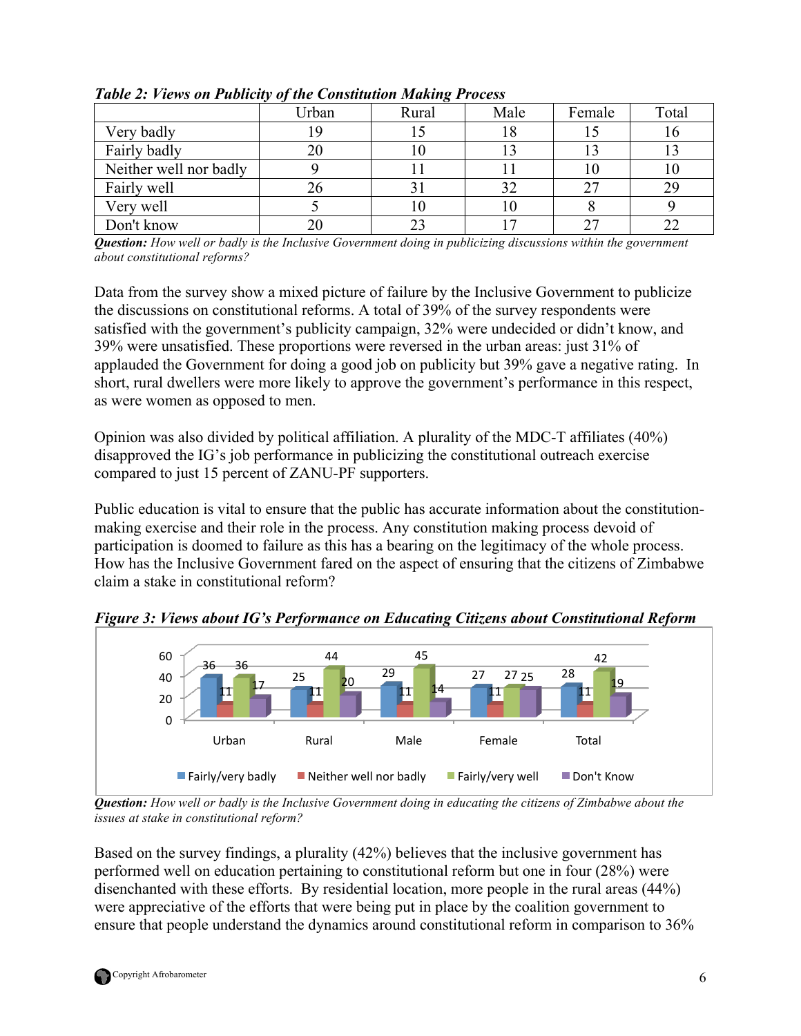*Table 2: Views on Publicity of the Constitution Making Process*

| | Urban | Rural | Male | Female | Total |
|---|---|---|---|---|---|
| Very badly | 19 | 15 | 18 | 15 | 16 |
| Fairly badly | 20 | 10 | 13 | 13 | 13 |
| Neither well nor badly | 9 | 11 | 11 | 10 | 10 |
| Fairly well | 26 | 31 | 32 | 27 | 29 |
| Very well | 5 | 10 | 10 | 8 | 9 |
| Don't know | 20 | 23 | 17 | 27 | 22 |

***Question:*** *How well or badly is the Inclusive Government doing in publicizing discussions within the government about constitutional reforms?*

Data from the survey show a mixed picture of failure by the Inclusive Government to publicize the discussions on constitutional reforms. A total of 39% of the survey respondents were satisfied with the government's publicity campaign, 32% were undecided or didn't know, and 39% were unsatisfied. These proportions were reversed in the urban areas: just 31% of applauded the Government for doing a good job on publicity but 39% gave a negative rating. In short, rural dwellers were more likely to approve the government's performance in this respect, as were women as opposed to men.

Opinion was also divided by political affiliation. A plurality of the MDC-T affiliates (40%) disapproved the IG's job performance in publicizing the constitutional outreach exercise compared to just 15 percent of ZANU-PF supporters.

Public education is vital to ensure that the public has accurate information about the constitution-making exercise and their role in the process. Any constitution making process devoid of participation is doomed to failure as this has a bearing on the legitimacy of the whole process. How has the Inclusive Government fared on the aspect of ensuring that the citizens of Zimbabwe claim a stake in constitutional reform?

***Figure 3: Views about IG's Performance on Educating Citizens about Constitutional Reform***

| | Urban | Rural | Male | Female | Total |
|---|---|---|---|---|---|
| Fairly/very badly | 36 | 25 | 29 | 27 | 28 |
| Neither well nor badly | 11 | 11 | 11 | 11 | 11 |
| Fairly/very well | 36 | 44 | 45 | 27 | 42 |
| Don't Know | 17 | 20 | 14 | 25 | 19 |

***Question:*** *How well or badly is the Inclusive Government doing in educating the citizens of Zimbabwe about the issues at stake in constitutional reform?*

Based on the survey findings, a plurality (42%) believes that the inclusive government has performed well on education pertaining to constitutional reform but one in four (28%) were disenchanted with these efforts. By residential location, more people in the rural areas (44%) were appreciative of the efforts that were being put in place by the coalition government to ensure that people understand the dynamics around constitutional reform in comparison to 36%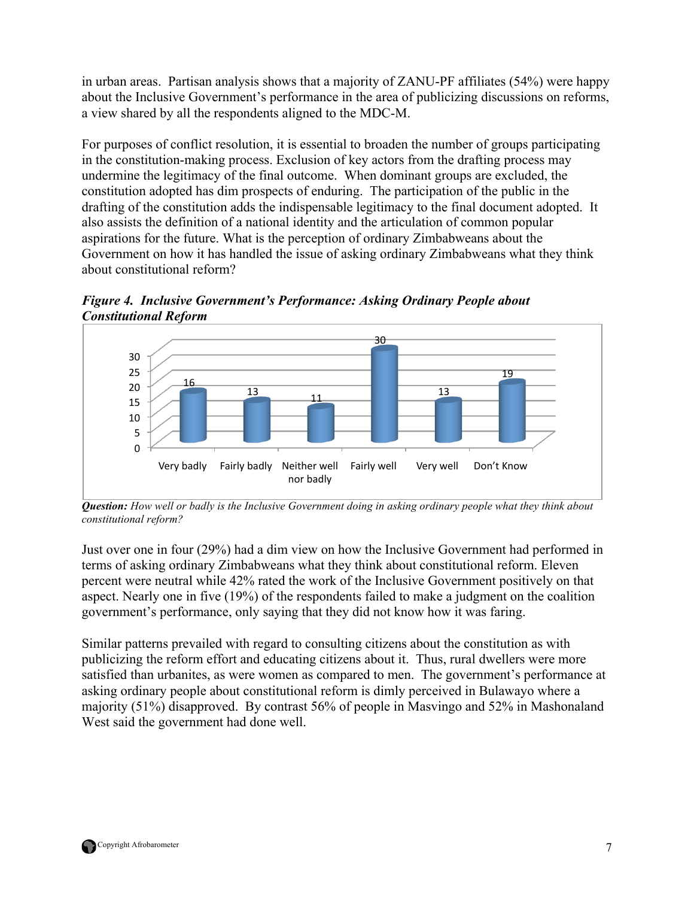in urban areas. Partisan analysis shows that a majority of ZANU-PF affiliates (54%) were happy about the Inclusive Government's performance in the area of publicizing discussions on reforms, a view shared by all the respondents aligned to the MDC-M.

For purposes of conflict resolution, it is essential to broaden the number of groups participating in the constitution-making process. Exclusion of key actors from the drafting process may undermine the legitimacy of the final outcome. When dominant groups are excluded, the constitution adopted has dim prospects of enduring. The participation of the public in the drafting of the constitution adds the indispensable legitimacy to the final document adopted. It also assists the definition of a national identity and the articulation of common popular aspirations for the future. What is the perception of ordinary Zimbabweans about the Government on how it has handled the issue of asking ordinary Zimbabweans what they think about constitutional reform?

***Figure 4. Inclusive Government's Performance: Asking Ordinary People about Constitutional Reform***

| Very badly | Fairly badly | Neither well nor badly | Fairly well | Very well | Don't Know |
|---|---|---|---|---|---|
| 16 | 13 | 11 | 30 | 13 | 19 |

***Question:*** *How well or badly is the Inclusive Government doing in asking ordinary people what they think about constitutional reform?*

Just over one in four (29%) had a dim view on how the Inclusive Government had performed in terms of asking ordinary Zimbabweans what they think about constitutional reform. Eleven percent were neutral while 42% rated the work of the Inclusive Government positively on that aspect. Nearly one in five (19%) of the respondents failed to make a judgment on the coalition government's performance, only saying that they did not know how it was faring.

Similar patterns prevailed with regard to consulting citizens about the constitution as with publicizing the reform effort and educating citizens about it. Thus, rural dwellers were more satisfied than urbanites, as were women as compared to men. The government's performance at asking ordinary people about constitutional reform is dimly perceived in Bulawayo where a majority (51%) disapproved. By contrast 56% of people in Masvingo and 52% in Mashonaland West said the government had done well.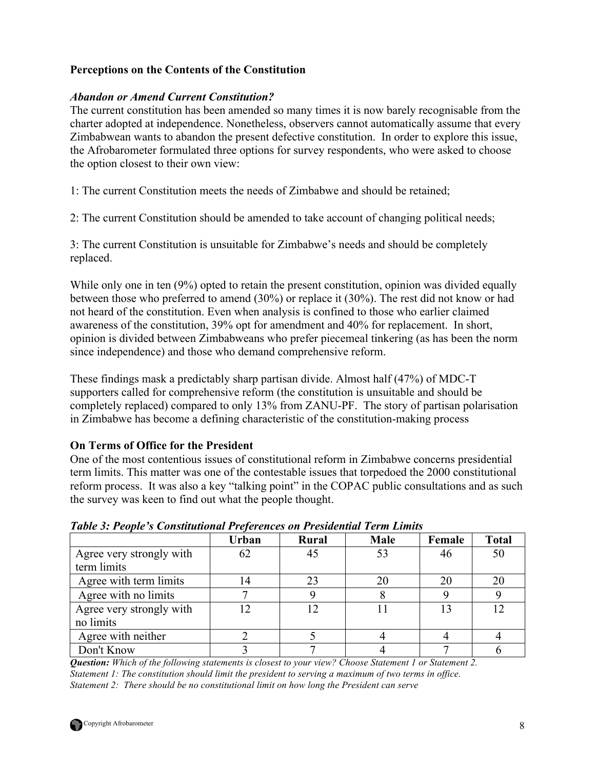### Perceptions on the Contents of the Constitution

***Abandon or Amend Current Constitution?***

The current constitution has been amended so many times it is now barely recognisable from the charter adopted at independence. Nonetheless, observers cannot automatically assume that every Zimbabwean wants to abandon the present defective constitution. In order to explore this issue, the Afrobarometer formulated three options for survey respondents, who were asked to choose the option closest to their own view:

1: The current Constitution meets the needs of Zimbabwe and should be retained;

2: The current Constitution should be amended to take account of changing political needs;

3: The current Constitution is unsuitable for Zimbabwe's needs and should be completely replaced.

While only one in ten (9%) opted to retain the present constitution, opinion was divided equally between those who preferred to amend (30%) or replace it (30%). The rest did not know or had not heard of the constitution. Even when analysis is confined to those who earlier claimed awareness of the constitution, 39% opt for amendment and 40% for replacement. In short, opinion is divided between Zimbabweans who prefer piecemeal tinkering (as has been the norm since independence) and those who demand comprehensive reform.

These findings mask a predictably sharp partisan divide. Almost half (47%) of MDC-T supporters called for comprehensive reform (the constitution is unsuitable and should be completely replaced) compared to only 13% from ZANU-PF. The story of partisan polarisation in Zimbabwe has become a defining characteristic of the constitution-making process

### On Terms of Office for the President

One of the most contentious issues of constitutional reform in Zimbabwe concerns presidential term limits. This matter was one of the contestable issues that torpedoed the 2000 constitutional reform process. It was also a key "talking point" in the COPAC public consultations and as such the survey was keen to find out what the people thought.

***Table 3: People's Constitutional Preferences on Presidential Term Limits***

| | Urban | Rural | Male | Female | Total |
|---|---|---|---|---|---|
| Agree very strongly with term limits | 62 | 45 | 53 | 46 | 50 |
| Agree with term limits | 14 | 23 | 20 | 20 | 20 |
| Agree with no limits | 7 | 9 | 8 | 9 | 9 |
| Agree very strongly with no limits | 12 | 12 | 11 | 13 | 12 |
| Agree with neither | 2 | 5 | 4 | 4 | 4 |
| Don't Know | 3 | 7 | 4 | 7 | 6 |

***Question:*** *Which of the following statements is closest to your view? Choose Statement 1 or Statement 2.*
*Statement 1: The constitution should limit the president to serving a maximum of two terms in office.*
*Statement 2: There should be no constitutional limit on how long the President can serve*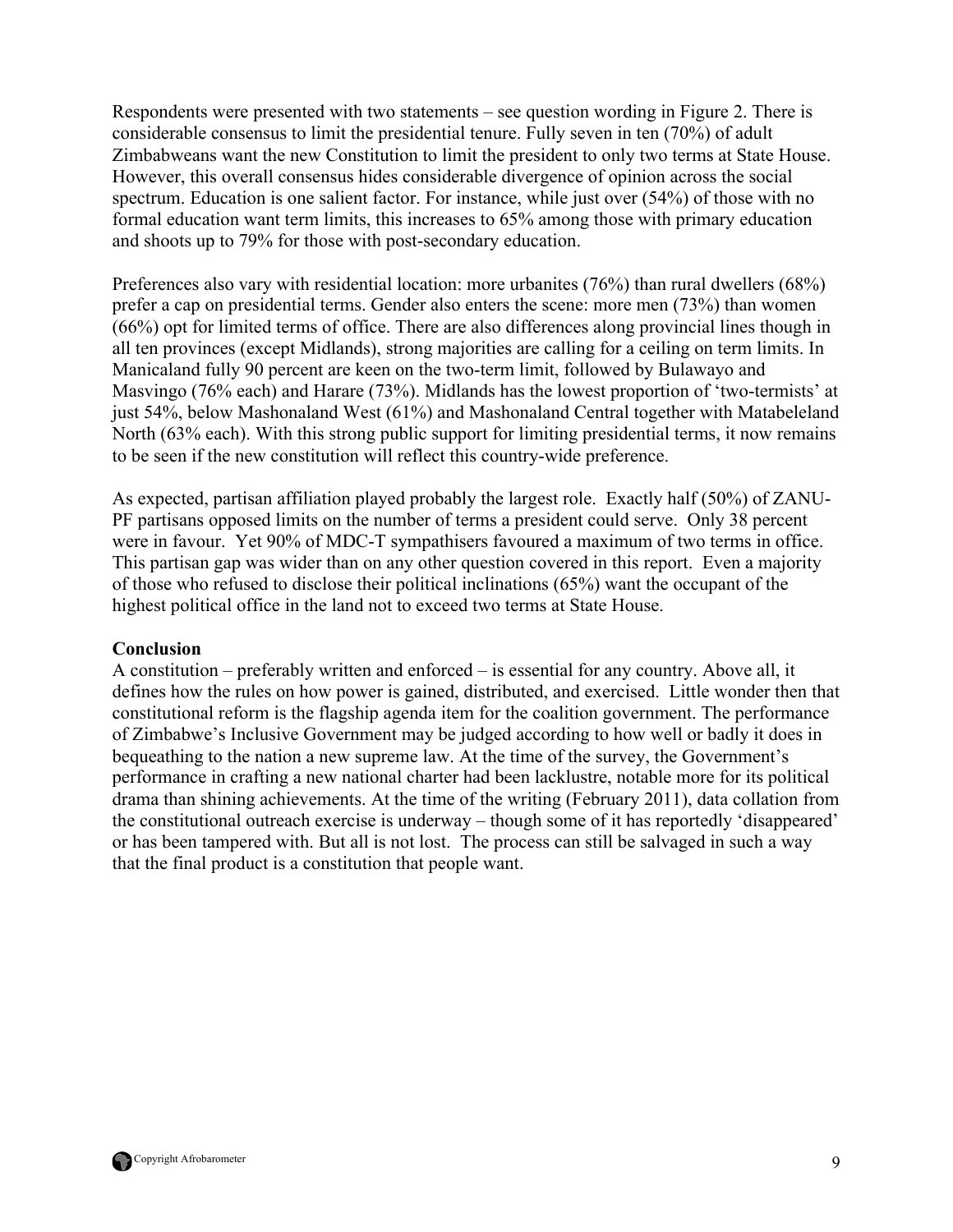Respondents were presented with two statements – see question wording in Figure 2. There is considerable consensus to limit the presidential tenure. Fully seven in ten (70%) of adult Zimbabweans want the new Constitution to limit the president to only two terms at State House. However, this overall consensus hides considerable divergence of opinion across the social spectrum. Education is one salient factor. For instance, while just over (54%) of those with no formal education want term limits, this increases to 65% among those with primary education and shoots up to 79% for those with post-secondary education.

Preferences also vary with residential location: more urbanites (76%) than rural dwellers (68%) prefer a cap on presidential terms. Gender also enters the scene: more men (73%) than women (66%) opt for limited terms of office. There are also differences along provincial lines though in all ten provinces (except Midlands), strong majorities are calling for a ceiling on term limits. In Manicaland fully 90 percent are keen on the two-term limit, followed by Bulawayo and Masvingo (76% each) and Harare (73%). Midlands has the lowest proportion of 'two-termists' at just 54%, below Mashonaland West (61%) and Mashonaland Central together with Matabeleland North (63% each). With this strong public support for limiting presidential terms, it now remains to be seen if the new constitution will reflect this country-wide preference.

As expected, partisan affiliation played probably the largest role. Exactly half (50%) of ZANU-PF partisans opposed limits on the number of terms a president could serve. Only 38 percent were in favour. Yet 90% of MDC-T sympathisers favoured a maximum of two terms in office. This partisan gap was wider than on any other question covered in this report. Even a majority of those who refused to disclose their political inclinations (65%) want the occupant of the highest political office in the land not to exceed two terms at State House.

**Conclusion**

A constitution – preferably written and enforced – is essential for any country. Above all, it defines how the rules on how power is gained, distributed, and exercised. Little wonder then that constitutional reform is the flagship agenda item for the coalition government. The performance of Zimbabwe's Inclusive Government may be judged according to how well or badly it does in bequeathing to the nation a new supreme law. At the time of the survey, the Government's performance in crafting a new national charter had been lacklustre, notable more for its political drama than shining achievements. At the time of the writing (February 2011), data collation from the constitutional outreach exercise is underway – though some of it has reportedly 'disappeared' or has been tampered with. But all is not lost. The process can still be salvaged in such a way that the final product is a constitution that people want.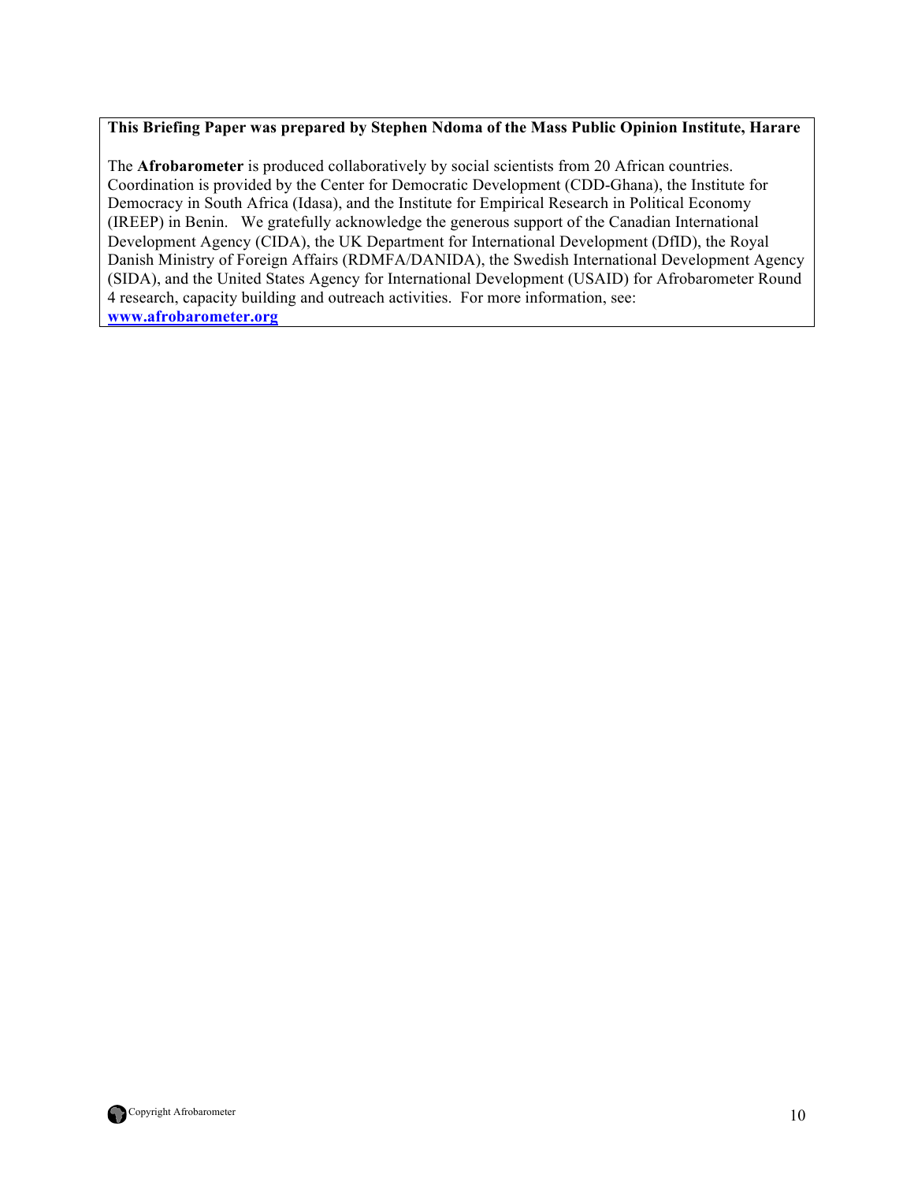**This Briefing Paper was prepared by Stephen Ndoma of the Mass Public Opinion Institute, Harare**

The **Afrobarometer** is produced collaboratively by social scientists from 20 African countries. Coordination is provided by the Center for Democratic Development (CDD-Ghana), the Institute for Democracy in South Africa (Idasa), and the Institute for Empirical Research in Political Economy (IREEP) in Benin. We gratefully acknowledge the generous support of the Canadian International Development Agency (CIDA), the UK Department for International Development (DfID), the Royal Danish Ministry of Foreign Affairs (RDMFA/DANIDA), the Swedish International Development Agency (SIDA), and the United States Agency for International Development (USAID) for Afrobarometer Round 4 research, capacity building and outreach activities. For more information, see: **www.afrobarometer.org**